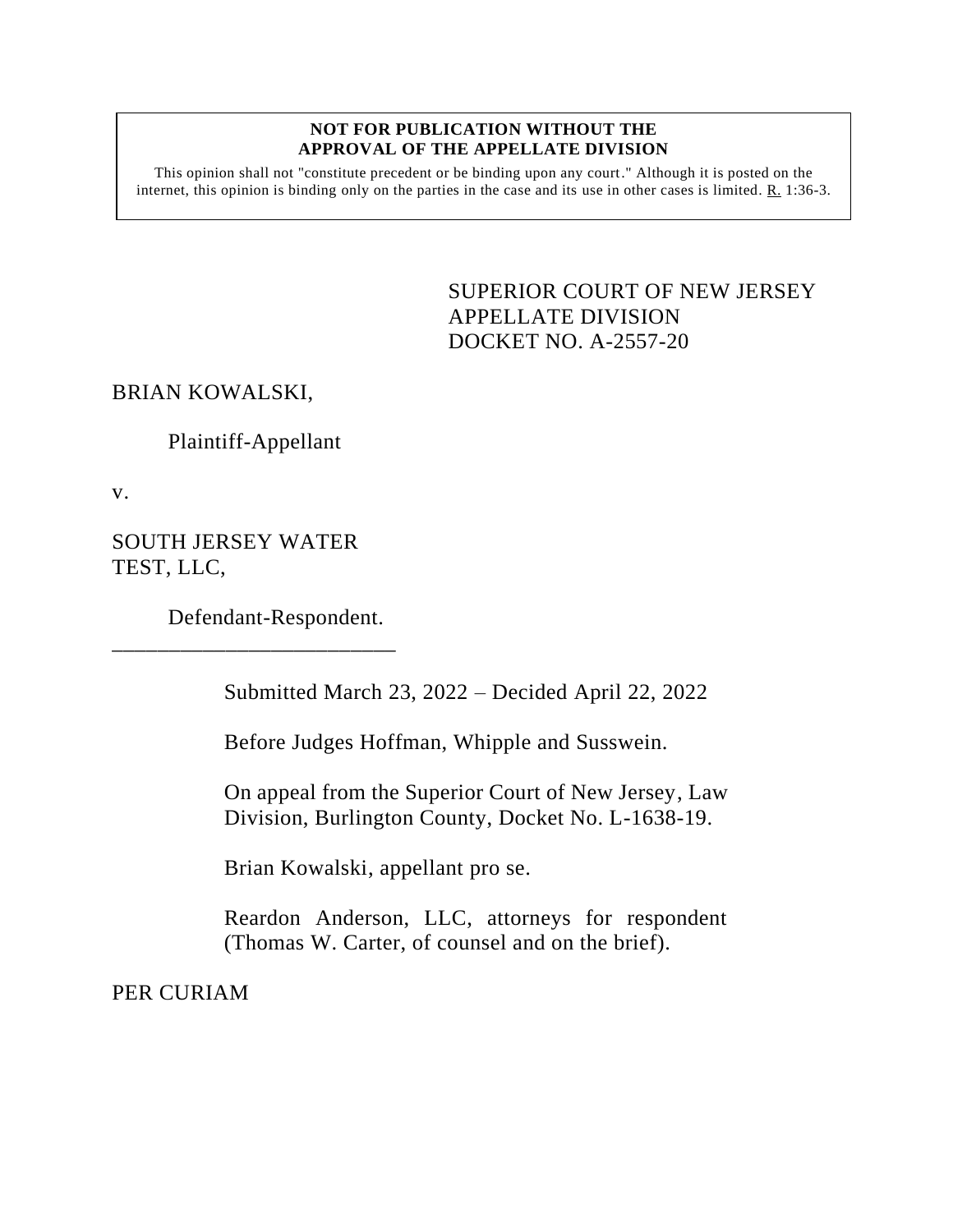**NOT FOR PUBLICATION WITHOUT THE APPROVAL OF THE APPELLATE DIVISION**

This opinion shall not "constitute precedent or be binding upon any court." Although it is posted on the internet, this opinion is binding only on the parties in the case and its use in other cases is limited. R. 1:36-3.

SUPERIOR COURT OF NEW JERSEY
APPELLATE DIVISION
DOCKET NO. A-2557-20

BRIAN KOWALSKI,

Plaintiff-Appellant

v.

SOUTH JERSEY WATER TEST, LLC,

Defendant-Respondent.

\_\_\_\_\_\_\_\_\_\_\_\_\_\_\_\_\_\_\_\_\_\_\_\_\_\_\_

Submitted March 23, 2022 – Decided April 22, 2022

Before Judges Hoffman, Whipple and Susswein.

On appeal from the Superior Court of New Jersey, Law Division, Burlington County, Docket No. L-1638-19.

Brian Kowalski, appellant pro se.

Reardon Anderson, LLC, attorneys for respondent (Thomas W. Carter, of counsel and on the brief).

PER CURIAM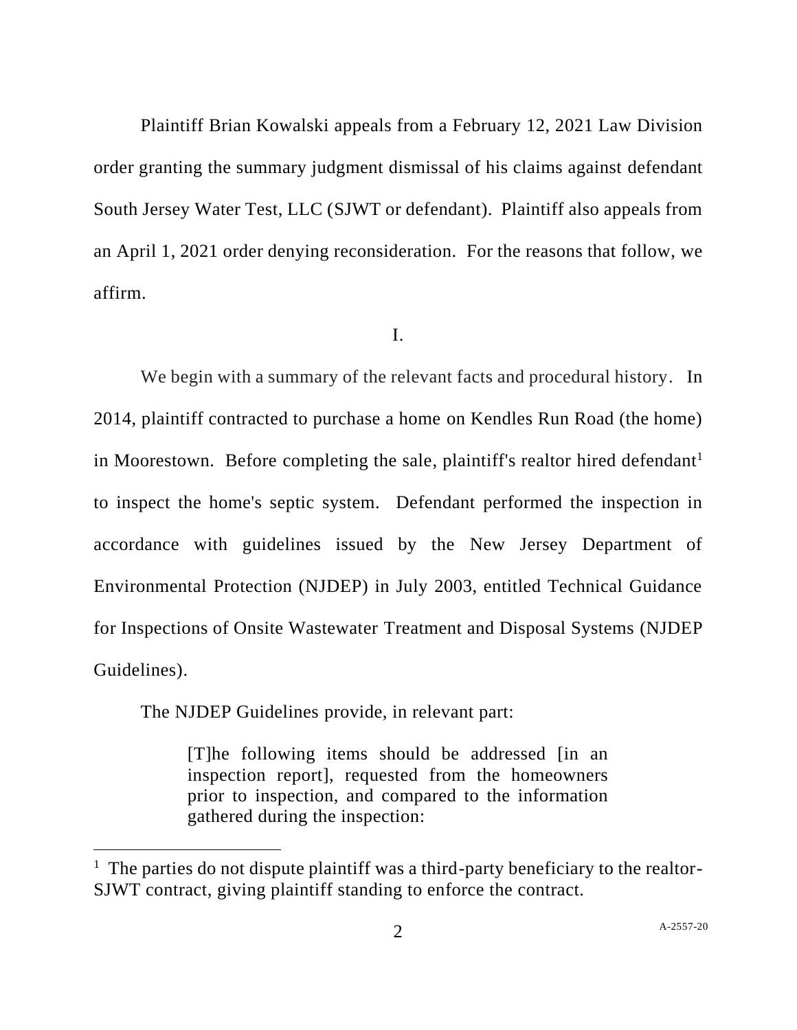Plaintiff Brian Kowalski appeals from a February 12, 2021 Law Division order granting the summary judgment dismissal of his claims against defendant South Jersey Water Test, LLC (SJWT or defendant). Plaintiff also appeals from an April 1, 2021 order denying reconsideration. For the reasons that follow, we affirm.

I.

We begin with a summary of the relevant facts and procedural history. In 2014, plaintiff contracted to purchase a home on Kendles Run Road (the home) in Moorestown. Before completing the sale, plaintiff's realtor hired defendant[1] to inspect the home's septic system. Defendant performed the inspection in accordance with guidelines issued by the New Jersey Department of Environmental Protection (NJDEP) in July 2003, entitled Technical Guidance for Inspections of Onsite Wastewater Treatment and Disposal Systems (NJDEP Guidelines).

The NJDEP Guidelines provide, in relevant part:

> [T]he following items should be addressed [in an inspection report], requested from the homeowners prior to inspection, and compared to the information gathered during the inspection:

[1] The parties do not dispute plaintiff was a third-party beneficiary to the realtor-SJWT contract, giving plaintiff standing to enforce the contract.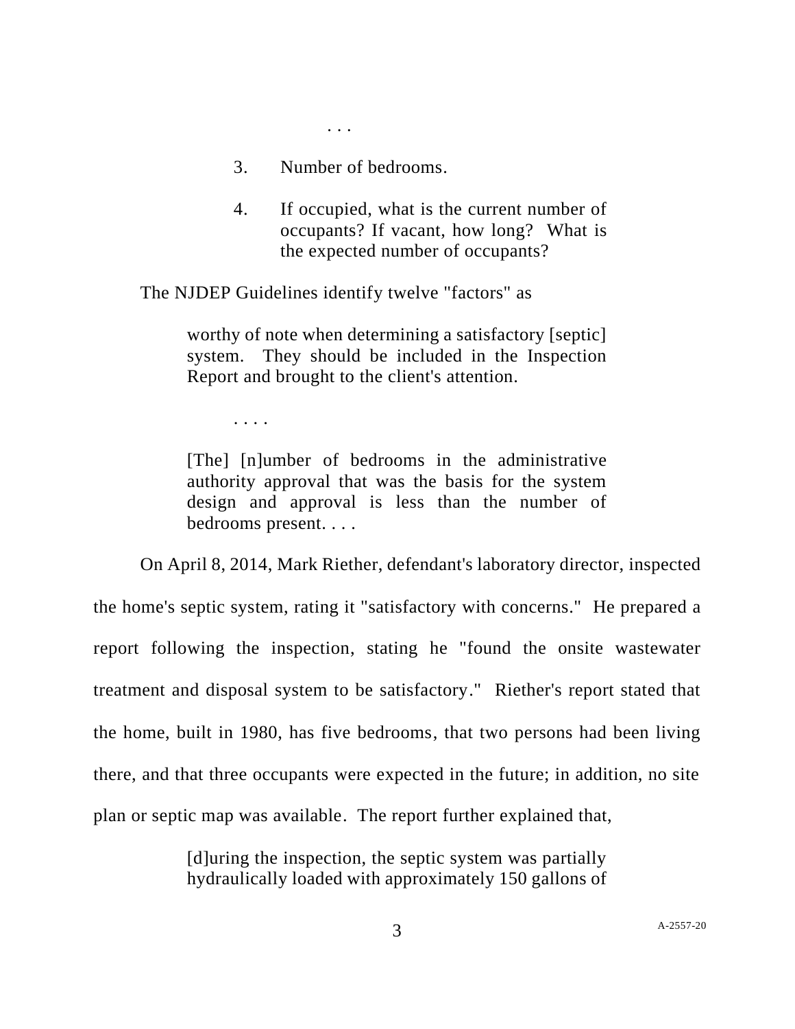. . .

> 3. Number of bedrooms.
>
> 4. If occupied, what is the current number of occupants? If vacant, how long? What is the expected number of occupants?

The NJDEP Guidelines identify twelve "factors" as

> worthy of note when determining a satisfactory [septic] system. They should be included in the Inspection Report and brought to the client's attention.
>
> . . . .
>
> [The] [n]umber of bedrooms in the administrative authority approval that was the basis for the system design and approval is less than the number of bedrooms present. . . .

On April 8, 2014, Mark Riether, defendant's laboratory director, inspected the home's septic system, rating it "satisfactory with concerns." He prepared a report following the inspection, stating he "found the onsite wastewater treatment and disposal system to be satisfactory." Riether's report stated that the home, built in 1980, has five bedrooms, that two persons had been living there, and that three occupants were expected in the future; in addition, no site plan or septic map was available. The report further explained that,

> [d]uring the inspection, the septic system was partially hydraulically loaded with approximately 150 gallons of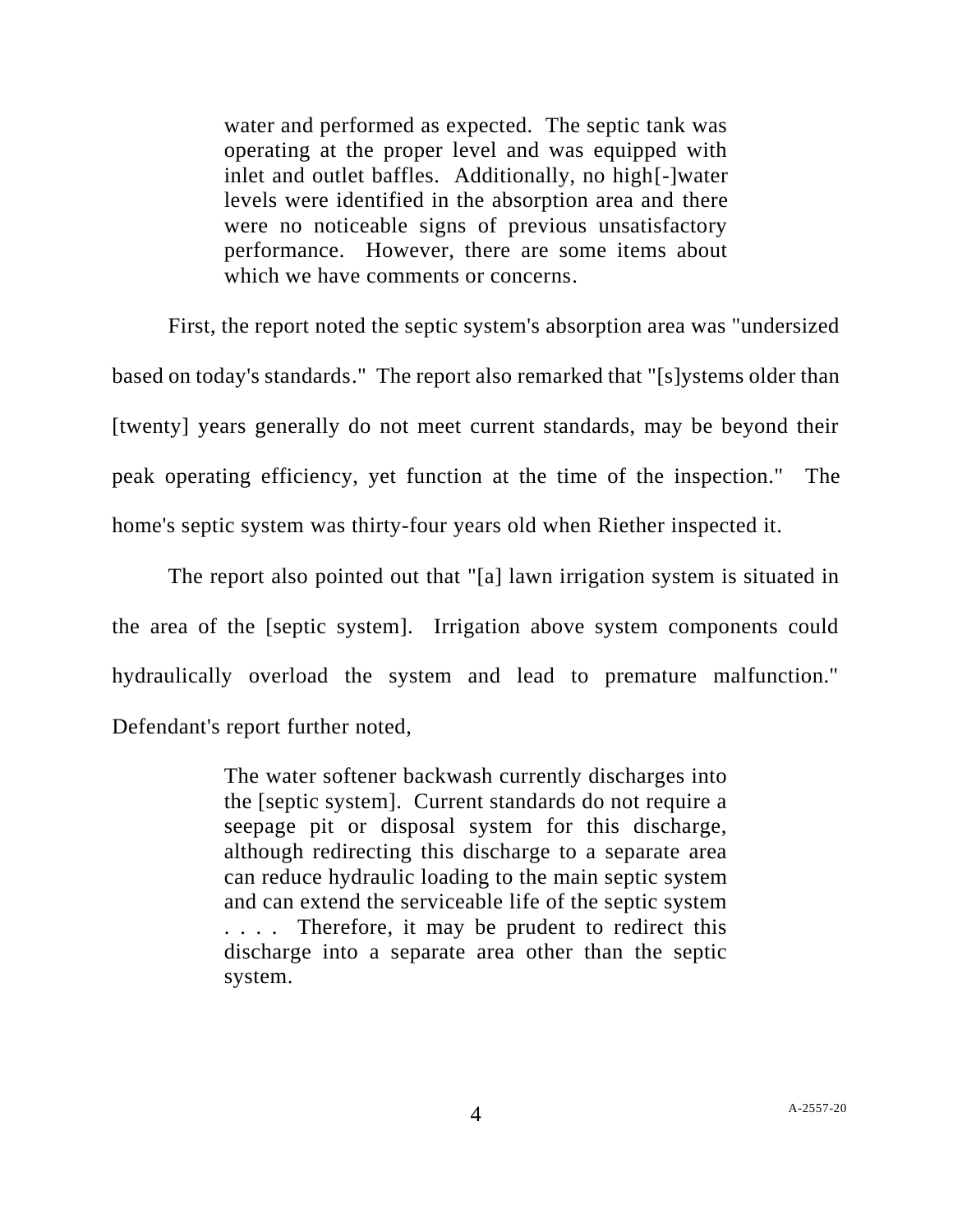> water and performed as expected. The septic tank was operating at the proper level and was equipped with inlet and outlet baffles. Additionally, no high[-]water levels were identified in the absorption area and there were no noticeable signs of previous unsatisfactory performance. However, there are some items about which we have comments or concerns.

First, the report noted the septic system's absorption area was "undersized based on today's standards." The report also remarked that "[s]ystems older than [twenty] years generally do not meet current standards, may be beyond their peak operating efficiency, yet function at the time of the inspection." The home's septic system was thirty-four years old when Riether inspected it.

The report also pointed out that "[a] lawn irrigation system is situated in the area of the [septic system]. Irrigation above system components could hydraulically overload the system and lead to premature malfunction." Defendant's report further noted,

> The water softener backwash currently discharges into the [septic system]. Current standards do not require a seepage pit or disposal system for this discharge, although redirecting this discharge to a separate area can reduce hydraulic loading to the main septic system and can extend the serviceable life of the septic system . . . . Therefore, it may be prudent to redirect this discharge into a separate area other than the septic system.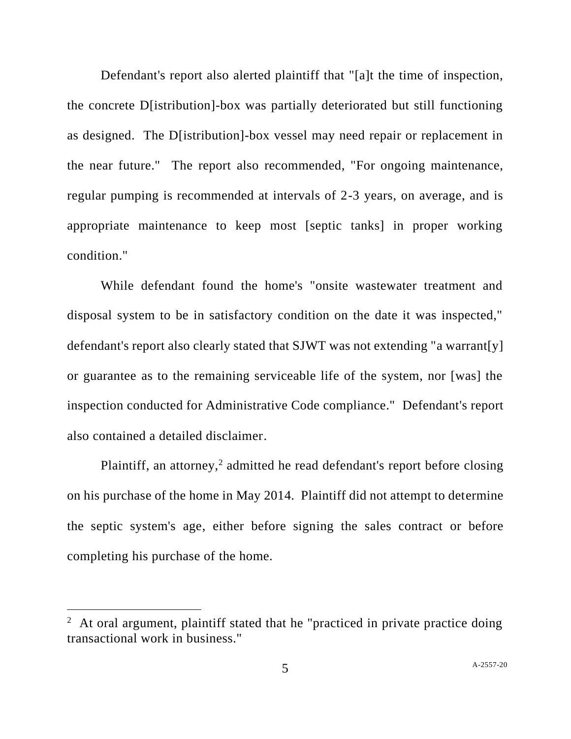Defendant's report also alerted plaintiff that "[a]t the time of inspection, the concrete D[istribution]-box was partially deteriorated but still functioning as designed. The D[istribution]-box vessel may need repair or replacement in the near future." The report also recommended, "For ongoing maintenance, regular pumping is recommended at intervals of 2-3 years, on average, and is appropriate maintenance to keep most [septic tanks] in proper working condition."

While defendant found the home's "onsite wastewater treatment and disposal system to be in satisfactory condition on the date it was inspected," defendant's report also clearly stated that SJWT was not extending "a warrant[y] or guarantee as to the remaining serviceable life of the system, nor [was] the inspection conducted for Administrative Code compliance." Defendant's report also contained a detailed disclaimer.

Plaintiff, an attorney,[2] admitted he read defendant's report before closing on his purchase of the home in May 2014. Plaintiff did not attempt to determine the septic system's age, either before signing the sales contract or before completing his purchase of the home.

---

[2] At oral argument, plaintiff stated that he "practiced in private practice doing transactional work in business."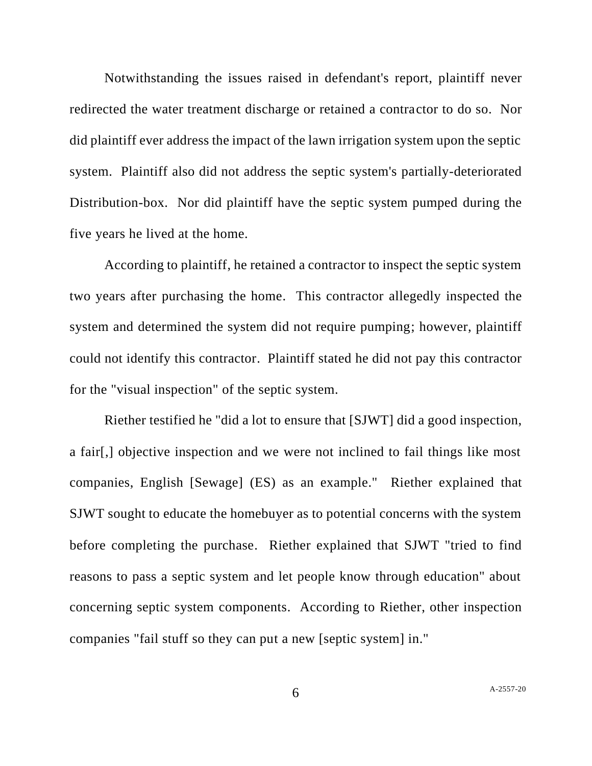Notwithstanding the issues raised in defendant's report, plaintiff never redirected the water treatment discharge or retained a contractor to do so. Nor did plaintiff ever address the impact of the lawn irrigation system upon the septic system. Plaintiff also did not address the septic system's partially-deteriorated Distribution-box. Nor did plaintiff have the septic system pumped during the five years he lived at the home.

According to plaintiff, he retained a contractor to inspect the septic system two years after purchasing the home. This contractor allegedly inspected the system and determined the system did not require pumping; however, plaintiff could not identify this contractor. Plaintiff stated he did not pay this contractor for the "visual inspection" of the septic system.

Riether testified he "did a lot to ensure that [SJWT] did a good inspection, a fair[,] objective inspection and we were not inclined to fail things like most companies, English [Sewage] (ES) as an example." Riether explained that SJWT sought to educate the homebuyer as to potential concerns with the system before completing the purchase. Riether explained that SJWT "tried to find reasons to pass a septic system and let people know through education" about concerning septic system components. According to Riether, other inspection companies "fail stuff so they can put a new [septic system] in."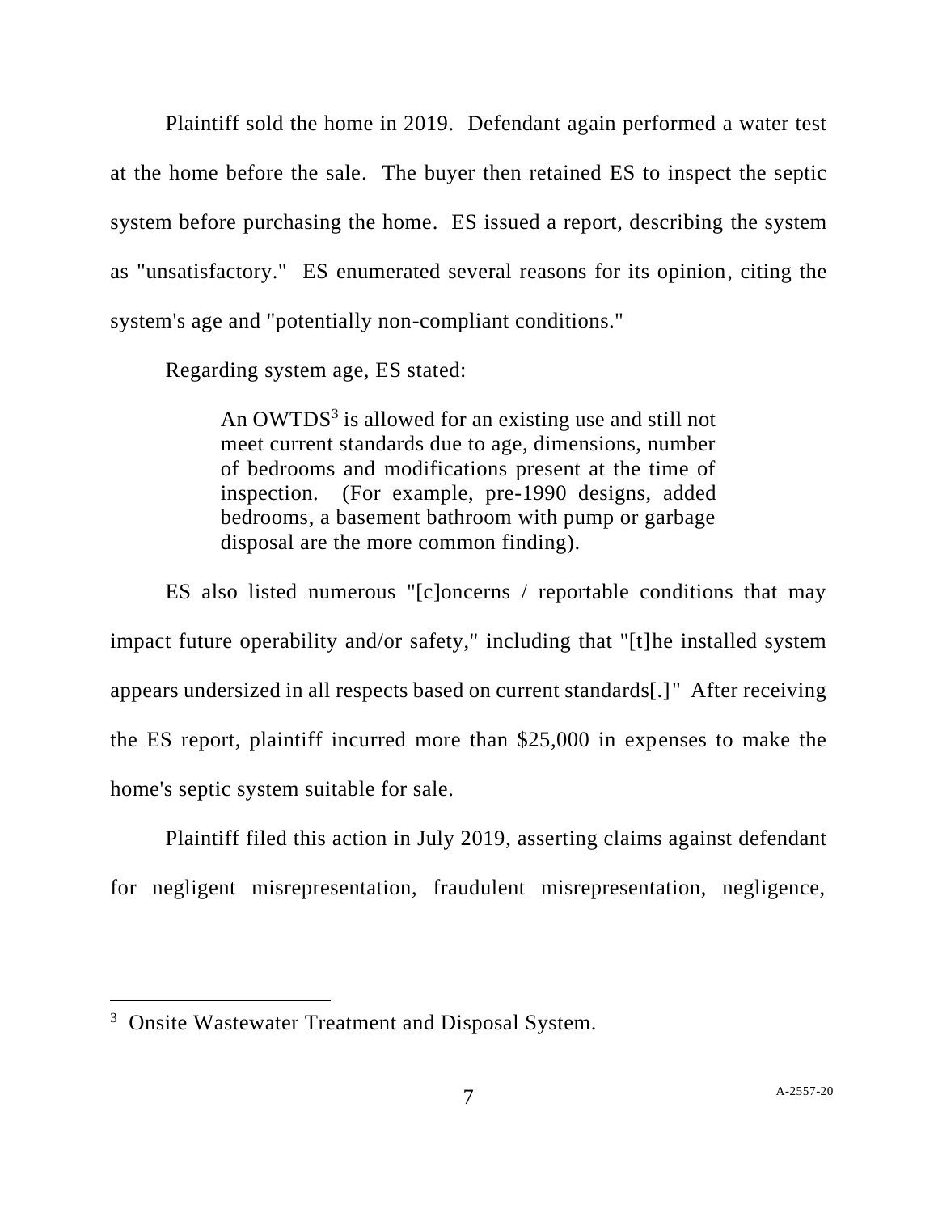Plaintiff sold the home in 2019. Defendant again performed a water test at the home before the sale. The buyer then retained ES to inspect the septic system before purchasing the home. ES issued a report, describing the system as "unsatisfactory." ES enumerated several reasons for its opinion, citing the system's age and "potentially non-compliant conditions."

Regarding system age, ES stated:

> An OWTDS[3] is allowed for an existing use and still not meet current standards due to age, dimensions, number of bedrooms and modifications present at the time of inspection. (For example, pre-1990 designs, added bedrooms, a basement bathroom with pump or garbage disposal are the more common finding).

ES also listed numerous "[c]oncerns / reportable conditions that may impact future operability and/or safety," including that "[t]he installed system appears undersized in all respects based on current standards[.]" After receiving the ES report, plaintiff incurred more than $25,000 in expenses to make the home's septic system suitable for sale.

Plaintiff filed this action in July 2019, asserting claims against defendant for negligent misrepresentation, fraudulent misrepresentation, negligence,

---

[3] Onsite Wastewater Treatment and Disposal System.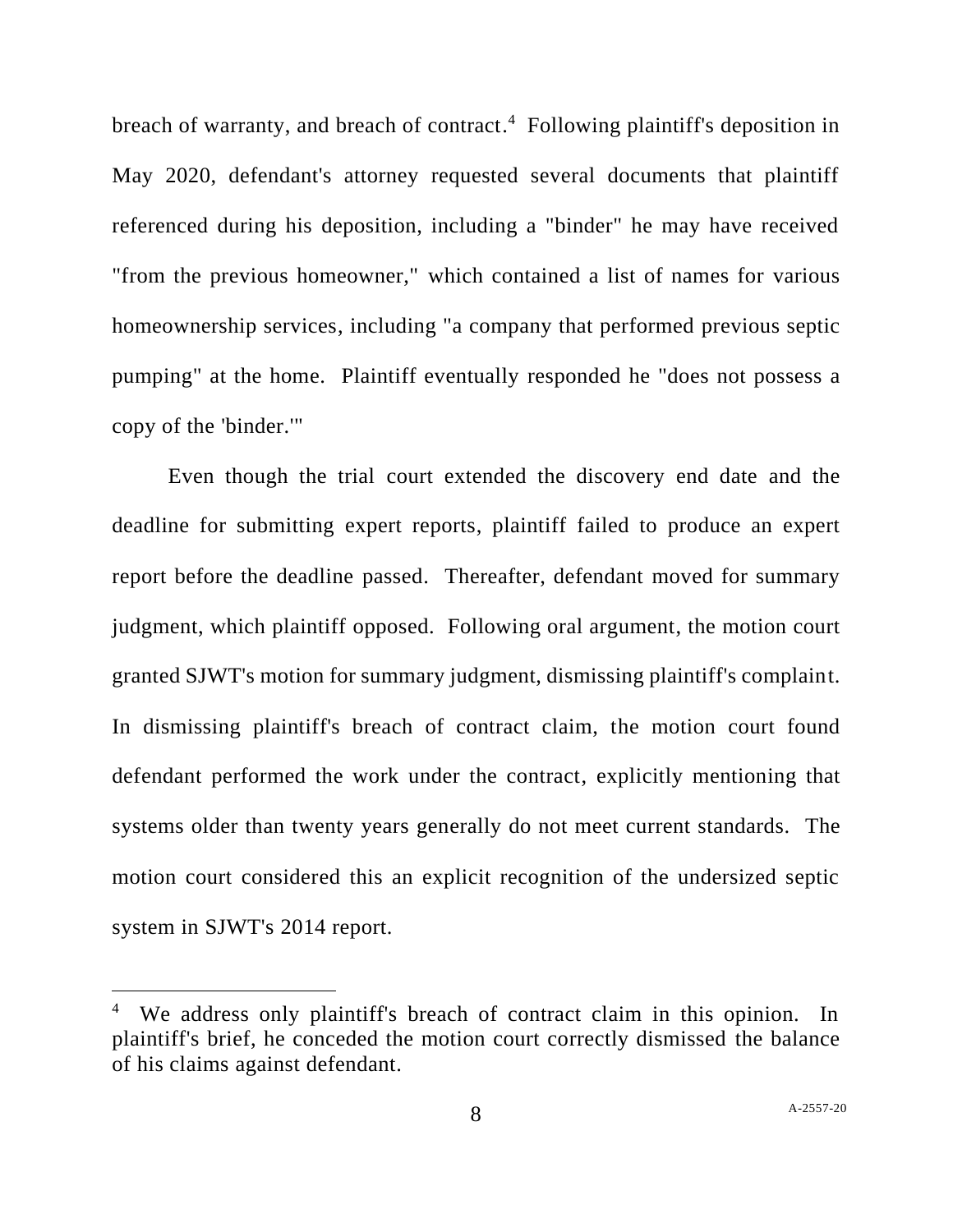breach of warranty, and breach of contract.[4] Following plaintiff's deposition in May 2020, defendant's attorney requested several documents that plaintiff referenced during his deposition, including a "binder" he may have received "from the previous homeowner," which contained a list of names for various homeownership services, including "a company that performed previous septic pumping" at the home. Plaintiff eventually responded he "does not possess a copy of the 'binder.'"

Even though the trial court extended the discovery end date and the deadline for submitting expert reports, plaintiff failed to produce an expert report before the deadline passed. Thereafter, defendant moved for summary judgment, which plaintiff opposed. Following oral argument, the motion court granted SJWT's motion for summary judgment, dismissing plaintiff's complaint. In dismissing plaintiff's breach of contract claim, the motion court found defendant performed the work under the contract, explicitly mentioning that systems older than twenty years generally do not meet current standards. The motion court considered this an explicit recognition of the undersized septic system in SJWT's 2014 report.

---

[4] We address only plaintiff's breach of contract claim in this opinion. In plaintiff's brief, he conceded the motion court correctly dismissed the balance of his claims against defendant.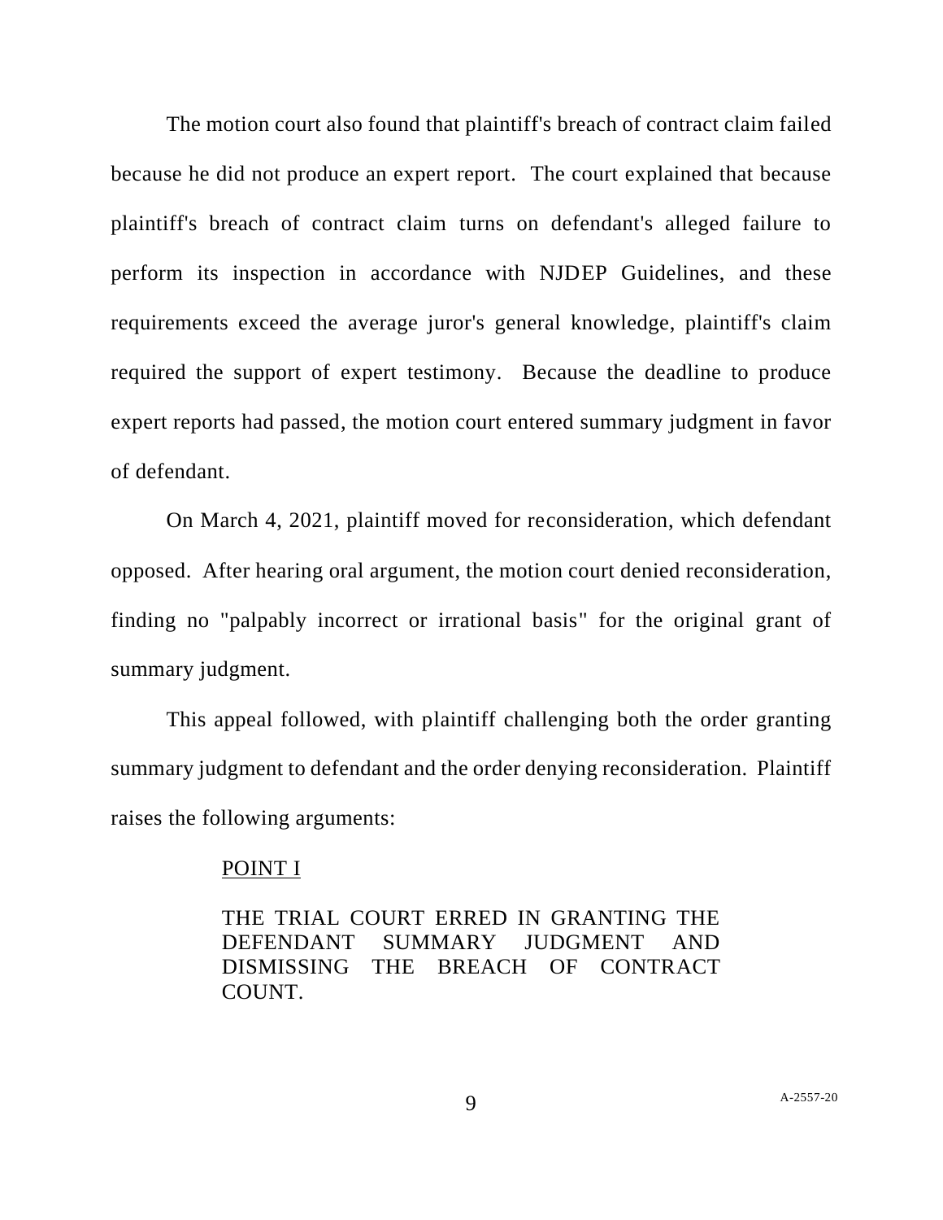The motion court also found that plaintiff's breach of contract claim failed because he did not produce an expert report. The court explained that because plaintiff's breach of contract claim turns on defendant's alleged failure to perform its inspection in accordance with NJDEP Guidelines, and these requirements exceed the average juror's general knowledge, plaintiff's claim required the support of expert testimony. Because the deadline to produce expert reports had passed, the motion court entered summary judgment in favor of defendant.

On March 4, 2021, plaintiff moved for reconsideration, which defendant opposed. After hearing oral argument, the motion court denied reconsideration, finding no "palpably incorrect or irrational basis" for the original grant of summary judgment.

This appeal followed, with plaintiff challenging both the order granting summary judgment to defendant and the order denying reconsideration. Plaintiff raises the following arguments:

> POINT I
>
> THE TRIAL COURT ERRED IN GRANTING THE DEFENDANT SUMMARY JUDGMENT AND DISMISSING THE BREACH OF CONTRACT COUNT.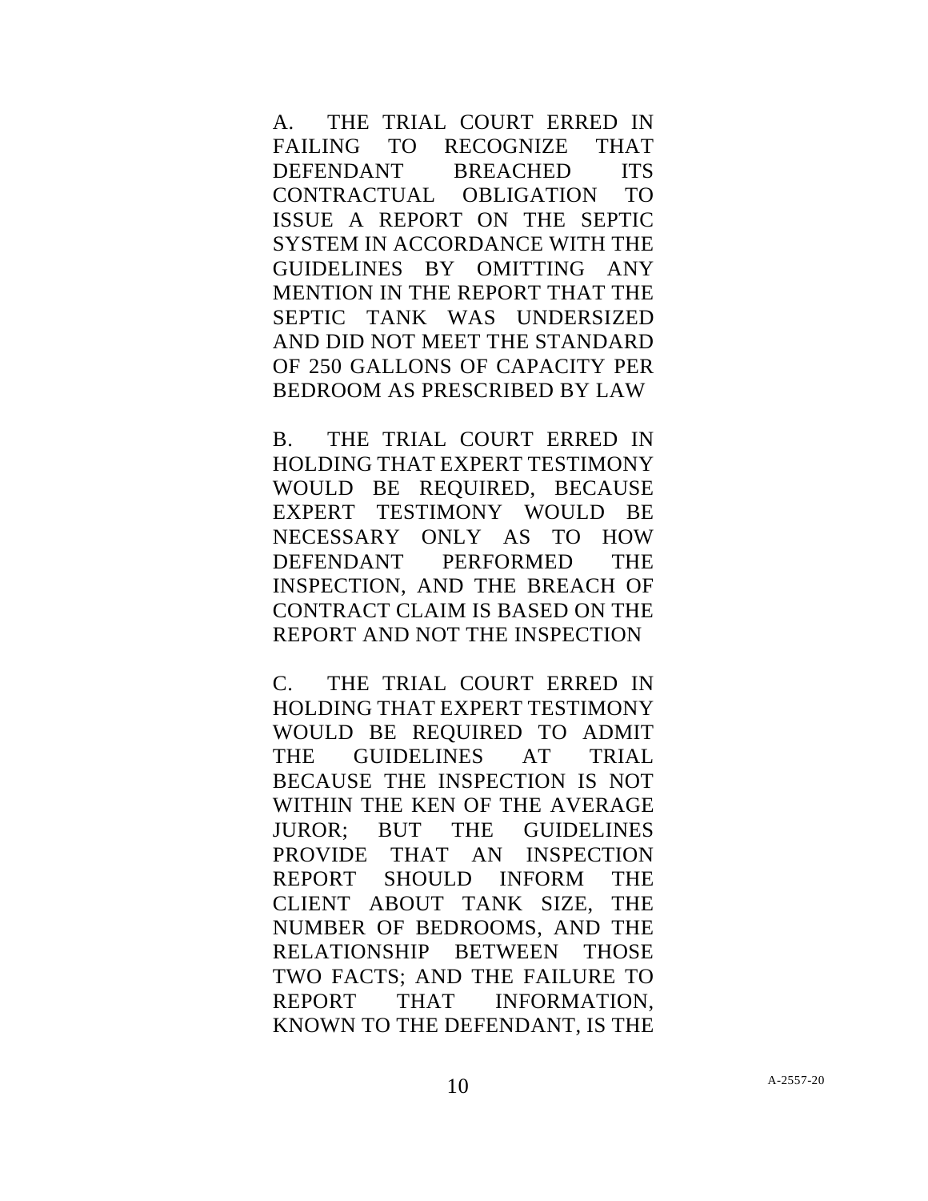A. THE TRIAL COURT ERRED IN FAILING TO RECOGNIZE THAT DEFENDANT BREACHED ITS CONTRACTUAL OBLIGATION TO ISSUE A REPORT ON THE SEPTIC SYSTEM IN ACCORDANCE WITH THE GUIDELINES BY OMITTING ANY MENTION IN THE REPORT THAT THE SEPTIC TANK WAS UNDERSIZED AND DID NOT MEET THE STANDARD OF 250 GALLONS OF CAPACITY PER BEDROOM AS PRESCRIBED BY LAW

B. THE TRIAL COURT ERRED IN HOLDING THAT EXPERT TESTIMONY WOULD BE REQUIRED, BECAUSE EXPERT TESTIMONY WOULD BE NECESSARY ONLY AS TO HOW DEFENDANT PERFORMED THE INSPECTION, AND THE BREACH OF CONTRACT CLAIM IS BASED ON THE REPORT AND NOT THE INSPECTION

C. THE TRIAL COURT ERRED IN HOLDING THAT EXPERT TESTIMONY WOULD BE REQUIRED TO ADMIT THE GUIDELINES AT TRIAL BECAUSE THE INSPECTION IS NOT WITHIN THE KEN OF THE AVERAGE JUROR; BUT THE GUIDELINES PROVIDE THAT AN INSPECTION REPORT SHOULD INFORM THE CLIENT ABOUT TANK SIZE, THE NUMBER OF BEDROOMS, AND THE RELATIONSHIP BETWEEN THOSE TWO FACTS; AND THE FAILURE TO REPORT THAT INFORMATION, KNOWN TO THE DEFENDANT, IS THE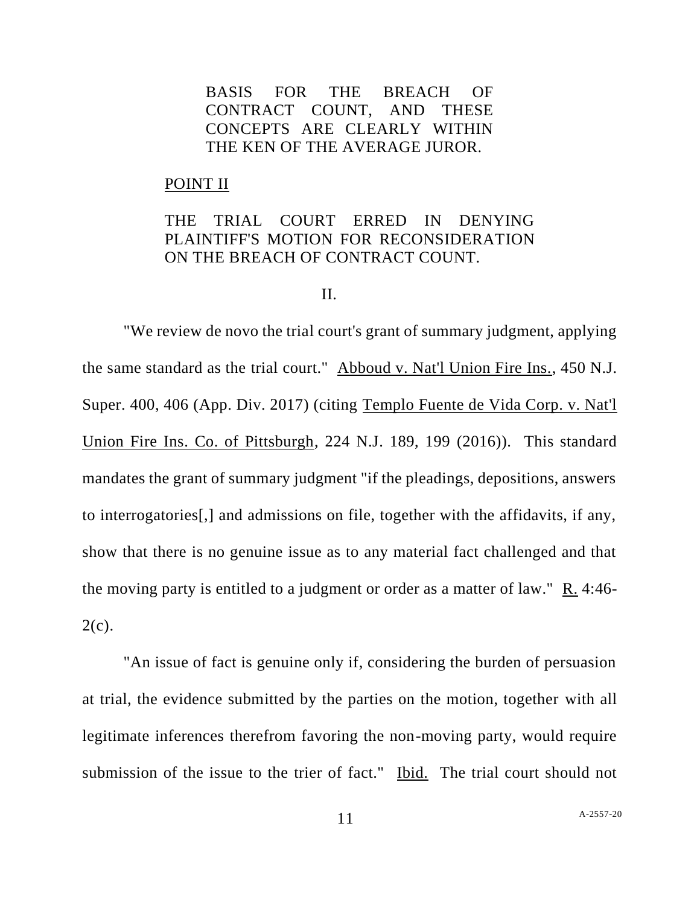BASIS FOR THE BREACH OF CONTRACT COUNT, AND THESE CONCEPTS ARE CLEARLY WITHIN THE KEN OF THE AVERAGE JUROR.

POINT II

THE TRIAL COURT ERRED IN DENYING PLAINTIFF'S MOTION FOR RECONSIDERATION ON THE BREACH OF CONTRACT COUNT.

## II.

"We review de novo the trial court's grant of summary judgment, applying the same standard as the trial court." Abboud v. Nat'l Union Fire Ins., 450 N.J. Super. 400, 406 (App. Div. 2017) (citing Templo Fuente de Vida Corp. v. Nat'l Union Fire Ins. Co. of Pittsburgh, 224 N.J. 189, 199 (2016)). This standard mandates the grant of summary judgment "if the pleadings, depositions, answers to interrogatories[,] and admissions on file, together with the affidavits, if any, show that there is no genuine issue as to any material fact challenged and that the moving party is entitled to a judgment or order as a matter of law." R. 4:46-2(c).

"An issue of fact is genuine only if, considering the burden of persuasion at trial, the evidence submitted by the parties on the motion, together with all legitimate inferences therefrom favoring the non-moving party, would require submission of the issue to the trier of fact." Ibid. The trial court should not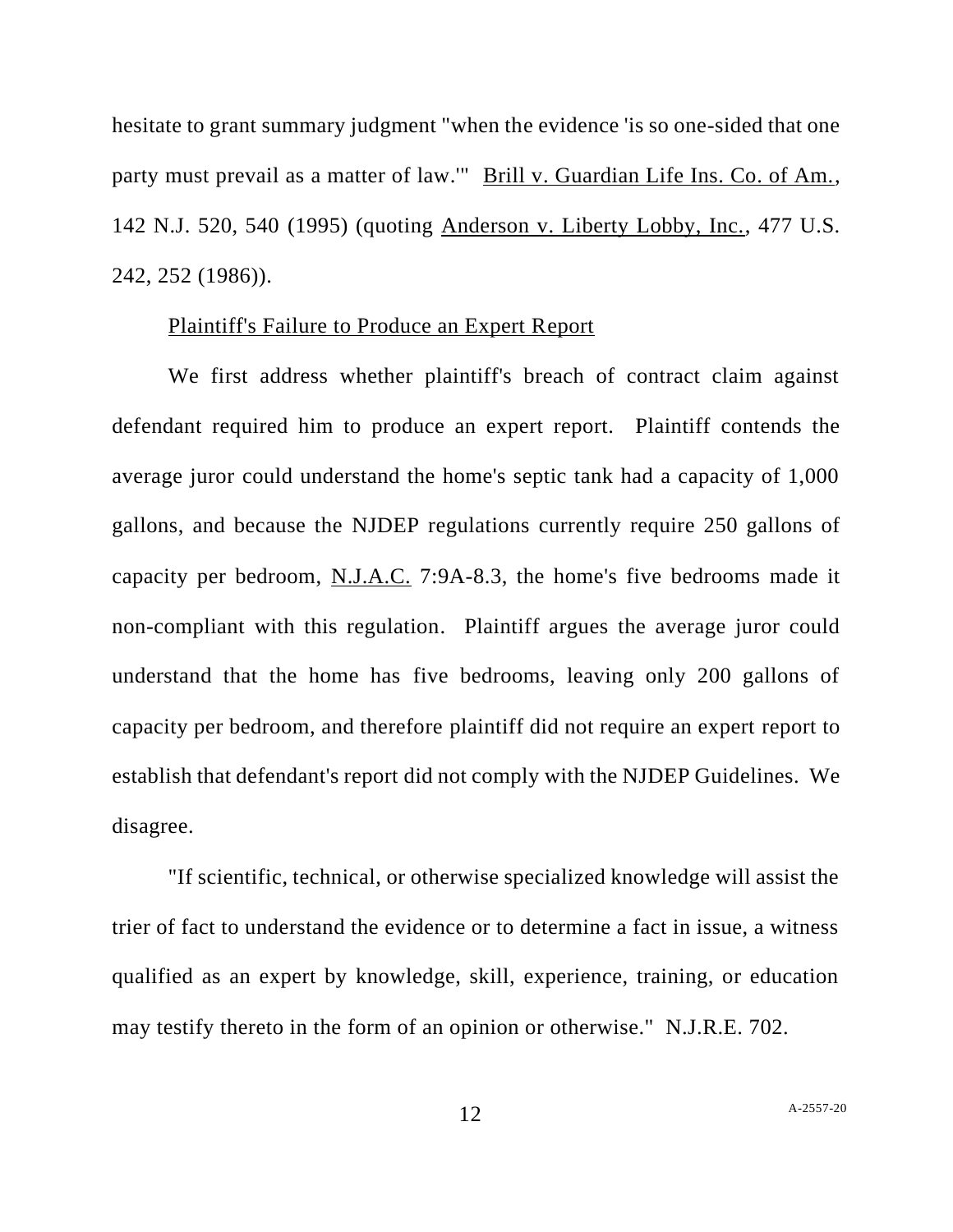hesitate to grant summary judgment "when the evidence 'is so one-sided that one party must prevail as a matter of law.'" Brill v. Guardian Life Ins. Co. of Am., 142 N.J. 520, 540 (1995) (quoting Anderson v. Liberty Lobby, Inc., 477 U.S. 242, 252 (1986)).

Plaintiff's Failure to Produce an Expert Report

We first address whether plaintiff's breach of contract claim against defendant required him to produce an expert report. Plaintiff contends the average juror could understand the home's septic tank had a capacity of 1,000 gallons, and because the NJDEP regulations currently require 250 gallons of capacity per bedroom, N.J.A.C. 7:9A-8.3, the home's five bedrooms made it non-compliant with this regulation. Plaintiff argues the average juror could understand that the home has five bedrooms, leaving only 200 gallons of capacity per bedroom, and therefore plaintiff did not require an expert report to establish that defendant's report did not comply with the NJDEP Guidelines. We disagree.

"If scientific, technical, or otherwise specialized knowledge will assist the trier of fact to understand the evidence or to determine a fact in issue, a witness qualified as an expert by knowledge, skill, experience, training, or education may testify thereto in the form of an opinion or otherwise." N.J.R.E. 702.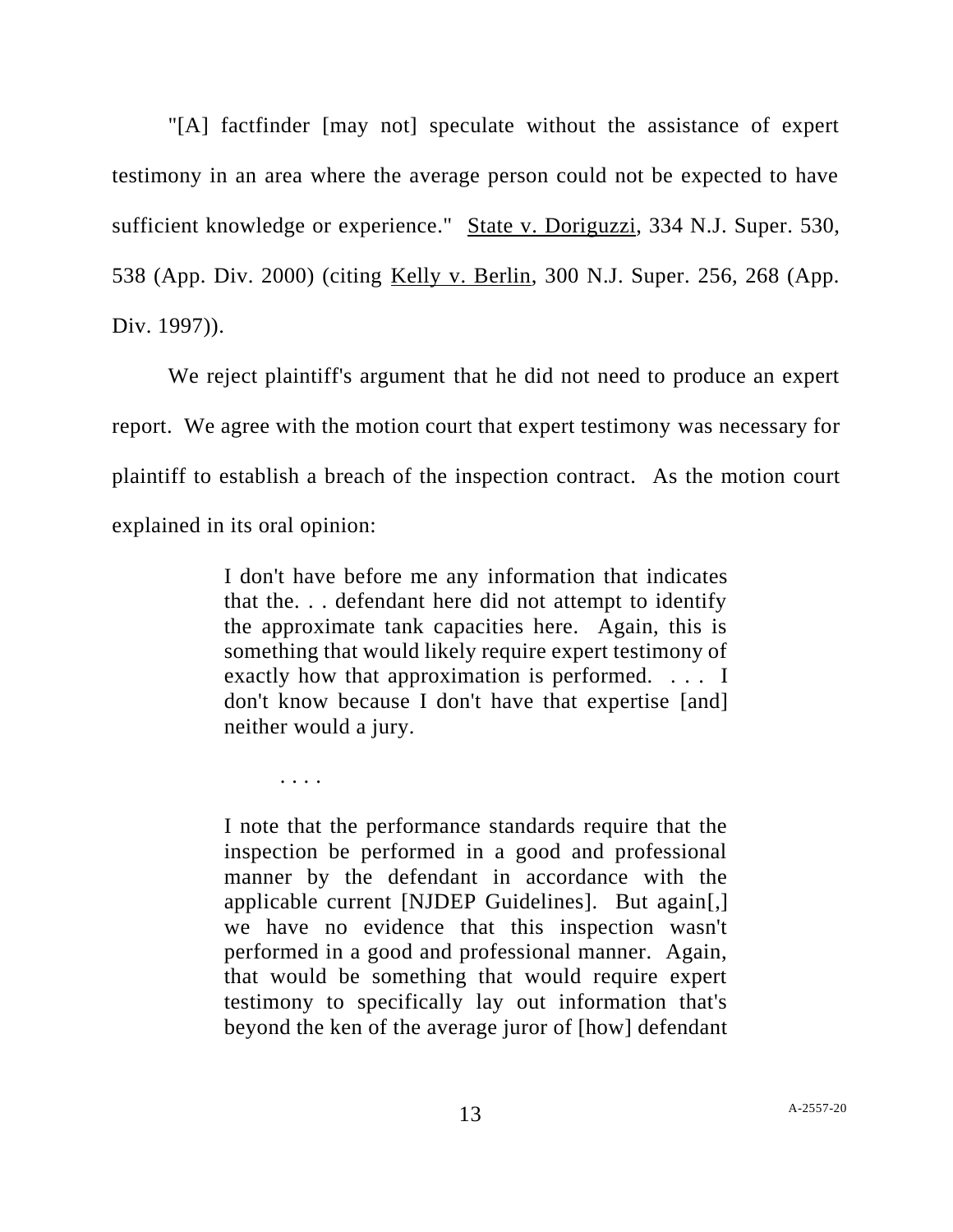"[A] factfinder [may not] speculate without the assistance of expert testimony in an area where the average person could not be expected to have sufficient knowledge or experience." State v. Doriguzzi, 334 N.J. Super. 530, 538 (App. Div. 2000) (citing Kelly v. Berlin, 300 N.J. Super. 256, 268 (App. Div. 1997)).

We reject plaintiff's argument that he did not need to produce an expert report. We agree with the motion court that expert testimony was necessary for plaintiff to establish a breach of the inspection contract. As the motion court explained in its oral opinion:

> I don't have before me any information that indicates that the. . . defendant here did not attempt to identify the approximate tank capacities here. Again, this is something that would likely require expert testimony of exactly how that approximation is performed. . . . I don't know because I don't have that expertise [and] neither would a jury.
>
> . . . .
>
> I note that the performance standards require that the inspection be performed in a good and professional manner by the defendant in accordance with the applicable current [NJDEP Guidelines]. But again[,] we have no evidence that this inspection wasn't performed in a good and professional manner. Again, that would be something that would require expert testimony to specifically lay out information that's beyond the ken of the average juror of [how] defendant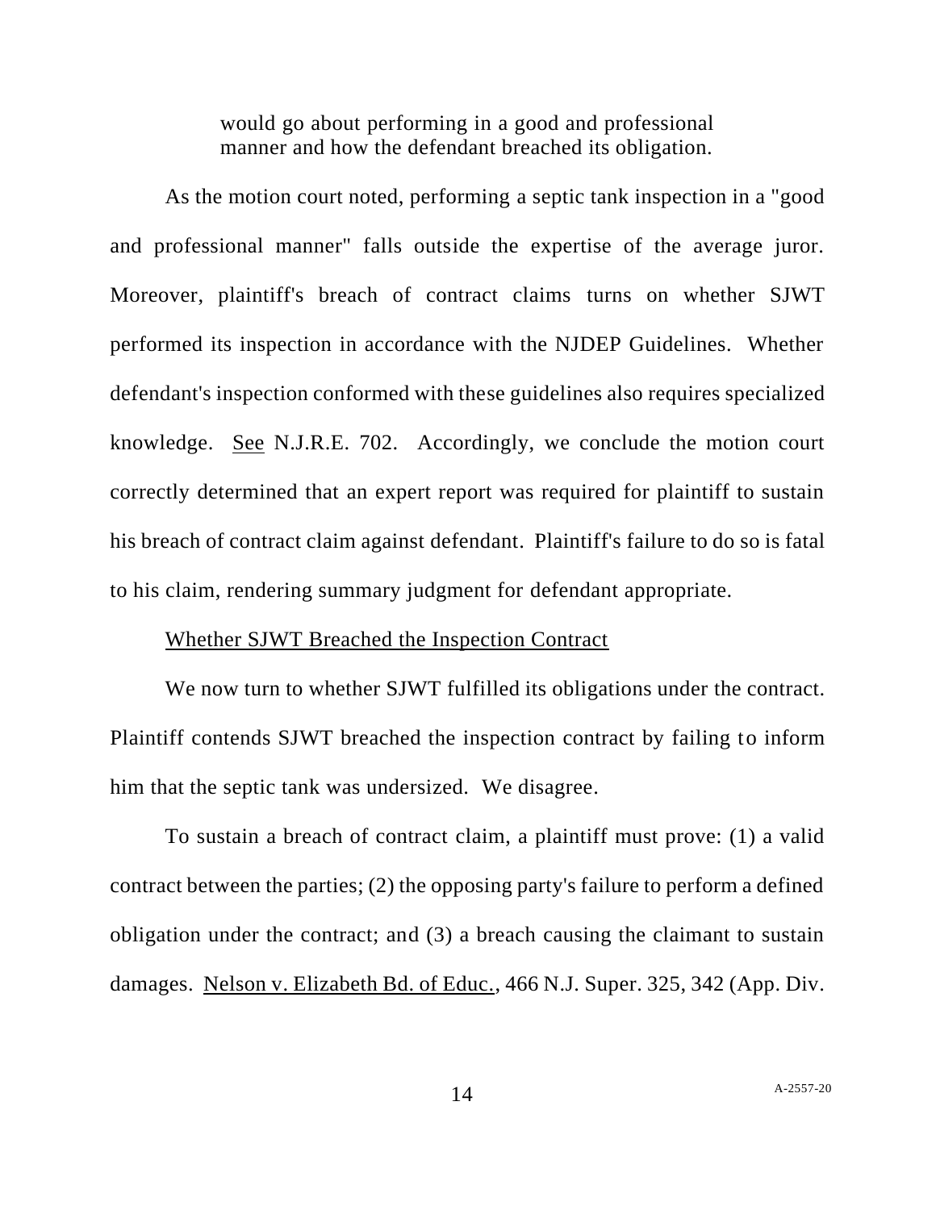> would go about performing in a good and professional manner and how the defendant breached its obligation.

As the motion court noted, performing a septic tank inspection in a "good and professional manner" falls outside the expertise of the average juror. Moreover, plaintiff's breach of contract claims turns on whether SJWT performed its inspection in accordance with the NJDEP Guidelines. Whether defendant's inspection conformed with these guidelines also requires specialized knowledge. See N.J.R.E. 702. Accordingly, we conclude the motion court correctly determined that an expert report was required for plaintiff to sustain his breach of contract claim against defendant. Plaintiff's failure to do so is fatal to his claim, rendering summary judgment for defendant appropriate.

Whether SJWT Breached the Inspection Contract

We now turn to whether SJWT fulfilled its obligations under the contract. Plaintiff contends SJWT breached the inspection contract by failing to inform him that the septic tank was undersized. We disagree.

To sustain a breach of contract claim, a plaintiff must prove: (1) a valid contract between the parties; (2) the opposing party's failure to perform a defined obligation under the contract; and (3) a breach causing the claimant to sustain damages. Nelson v. Elizabeth Bd. of Educ., 466 N.J. Super. 325, 342 (App. Div.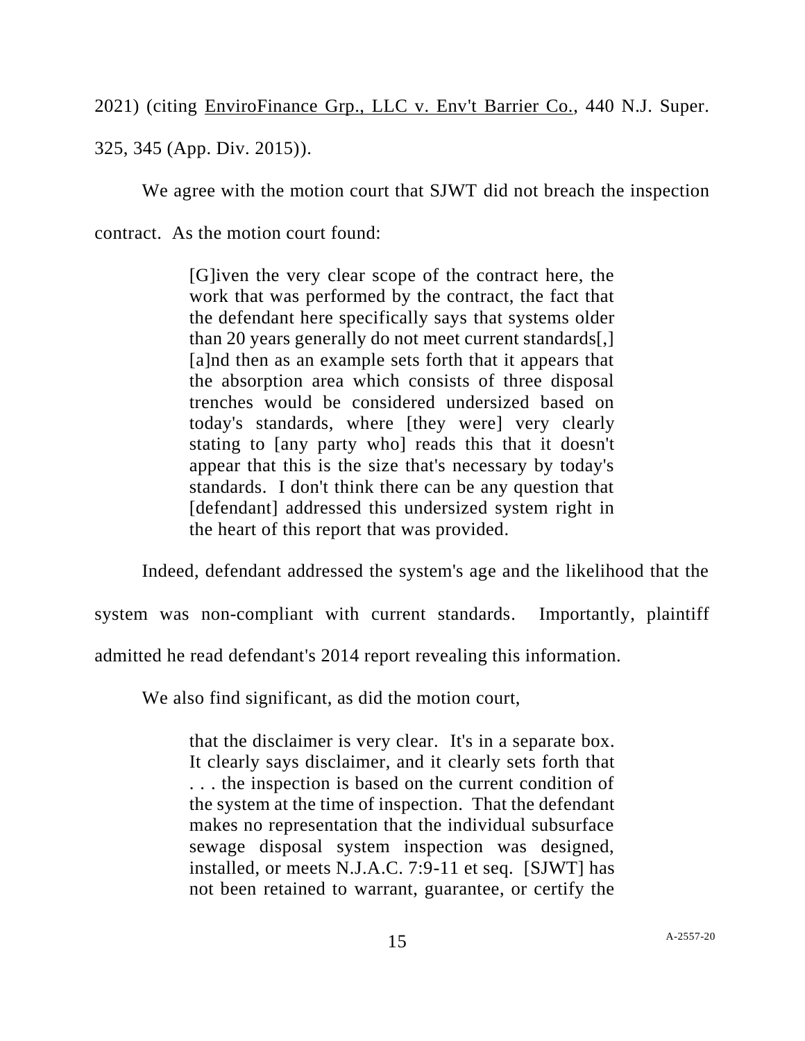2021) (citing EnviroFinance Grp., LLC v. Env't Barrier Co., 440 N.J. Super. 325, 345 (App. Div. 2015)).

We agree with the motion court that SJWT did not breach the inspection contract. As the motion court found:

> [G]iven the very clear scope of the contract here, the work that was performed by the contract, the fact that the defendant here specifically says that systems older than 20 years generally do not meet current standards[,] [a]nd then as an example sets forth that it appears that the absorption area which consists of three disposal trenches would be considered undersized based on today's standards, where [they were] very clearly stating to [any party who] reads this that it doesn't appear that this is the size that's necessary by today's standards. I don't think there can be any question that [defendant] addressed this undersized system right in the heart of this report that was provided.

Indeed, defendant addressed the system's age and the likelihood that the system was non-compliant with current standards. Importantly, plaintiff admitted he read defendant's 2014 report revealing this information.

We also find significant, as did the motion court,

> that the disclaimer is very clear. It's in a separate box. It clearly says disclaimer, and it clearly sets forth that . . . the inspection is based on the current condition of the system at the time of inspection. That the defendant makes no representation that the individual subsurface sewage disposal system inspection was designed, installed, or meets N.J.A.C. 7:9-11 et seq. [SJWT] has not been retained to warrant, guarantee, or certify the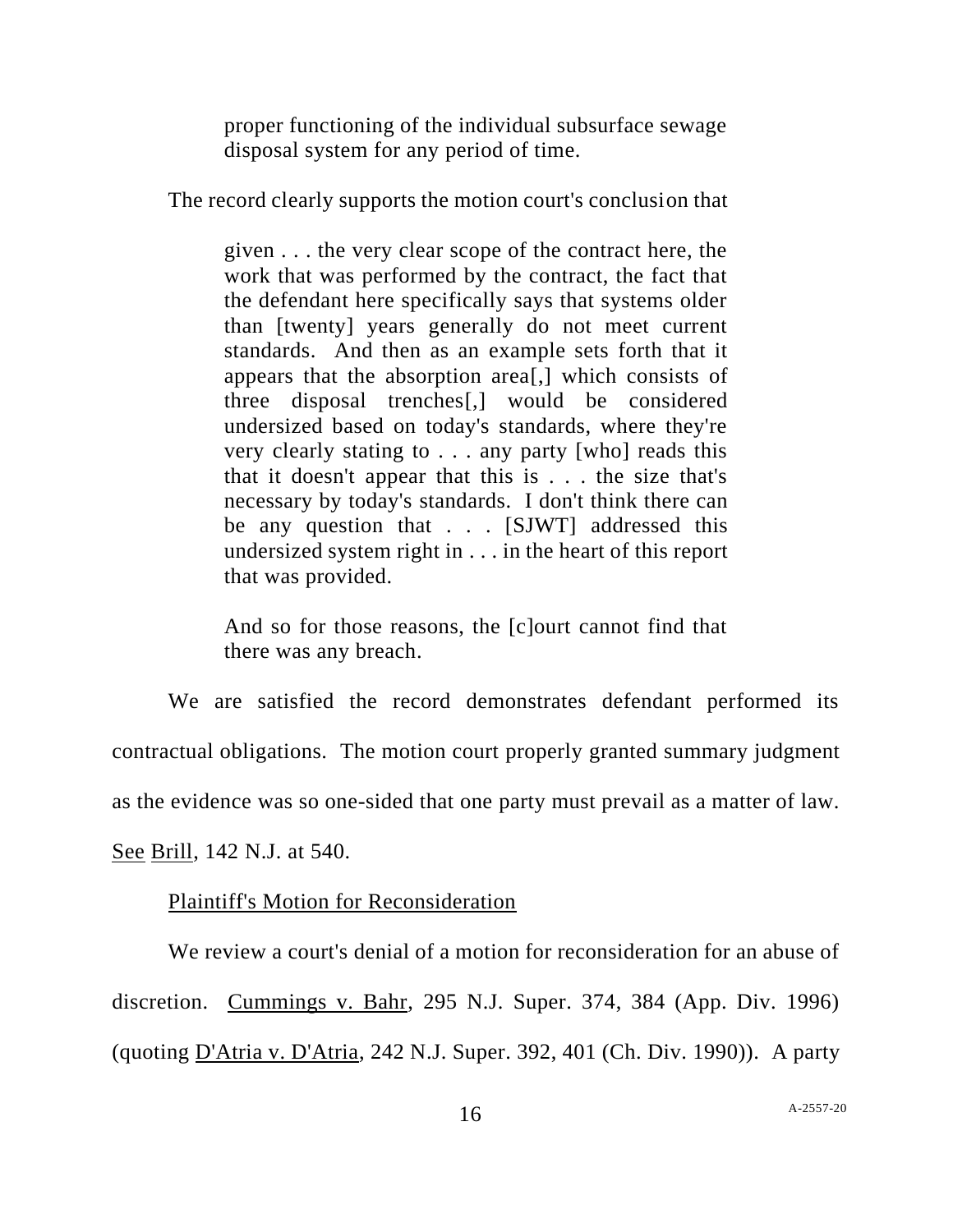> proper functioning of the individual subsurface sewage disposal system for any period of time.

The record clearly supports the motion court's conclusion that

> given . . . the very clear scope of the contract here, the work that was performed by the contract, the fact that the defendant here specifically says that systems older than [twenty] years generally do not meet current standards. And then as an example sets forth that it appears that the absorption area[,] which consists of three disposal trenches[,] would be considered undersized based on today's standards, where they're very clearly stating to . . . any party [who] reads this that it doesn't appear that this is . . . the size that's necessary by today's standards. I don't think there can be any question that . . . [SJWT] addressed this undersized system right in . . . in the heart of this report that was provided.
>
> And so for those reasons, the [c]ourt cannot find that there was any breach.

We are satisfied the record demonstrates defendant performed its contractual obligations. The motion court properly granted summary judgment as the evidence was so one-sided that one party must prevail as a matter of law. <u>See</u> <u>Brill</u>, 142 N.J. at 540.

<u>Plaintiff's Motion for Reconsideration</u>

We review a court's denial of a motion for reconsideration for an abuse of discretion. <u>Cummings v. Bahr</u>, 295 N.J. Super. 374, 384 (App. Div. 1996) (quoting <u>D'Atria v. D'Atria</u>, 242 N.J. Super. 392, 401 (Ch. Div. 1990)). A party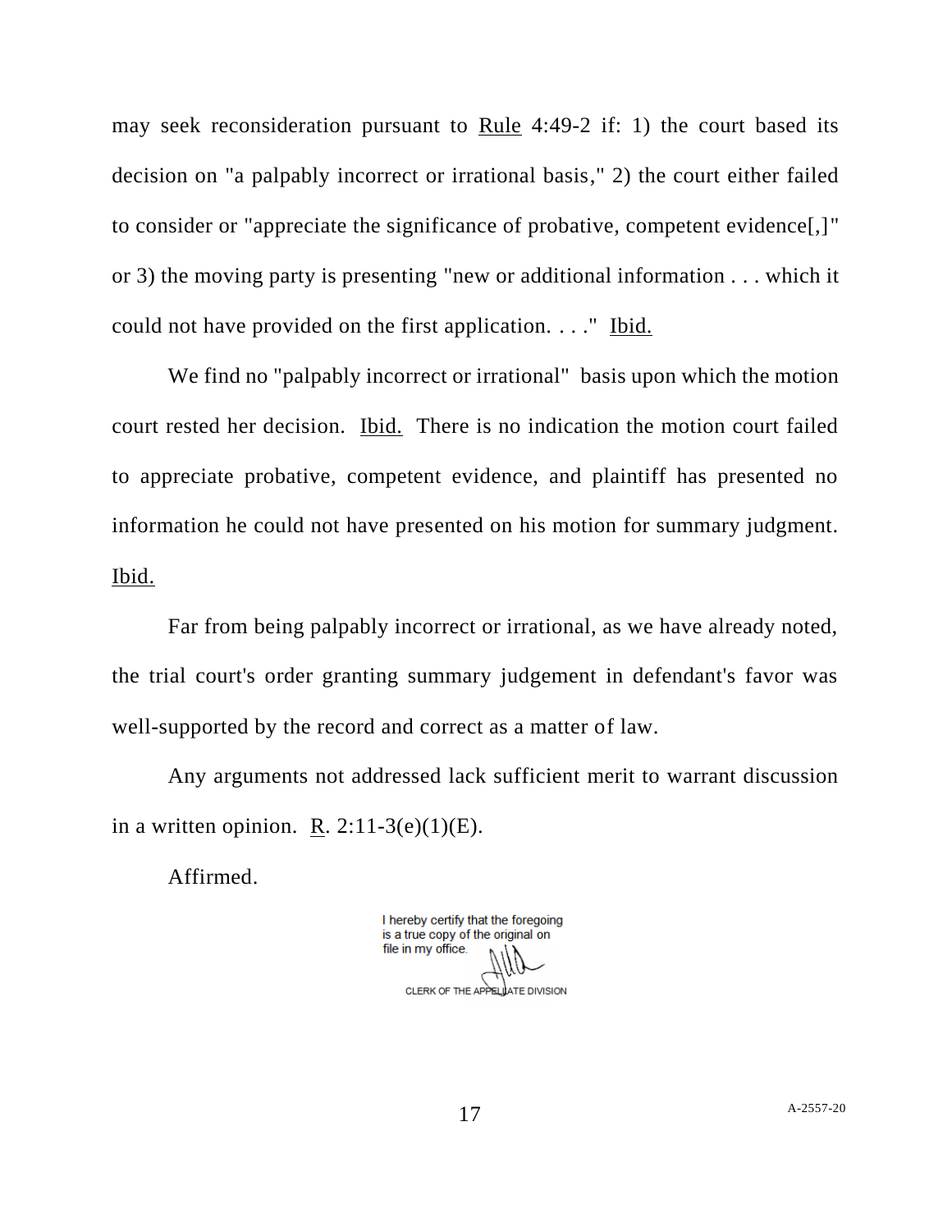may seek reconsideration pursuant to Rule 4:49-2 if: 1) the court based its decision on "a palpably incorrect or irrational basis," 2) the court either failed to consider or "appreciate the significance of probative, competent evidence[,]" or 3) the moving party is presenting "new or additional information . . . which it could not have provided on the first application. . . ." Ibid.

We find no "palpably incorrect or irrational" basis upon which the motion court rested her decision. Ibid. There is no indication the motion court failed to appreciate probative, competent evidence, and plaintiff has presented no information he could not have presented on his motion for summary judgment. Ibid.

Far from being palpably incorrect or irrational, as we have already noted, the trial court's order granting summary judgement in defendant's favor was well-supported by the record and correct as a matter of law.

Any arguments not addressed lack sufficient merit to warrant discussion in a written opinion. R. 2:11-3(e)(1)(E).

Affirmed.

I hereby certify that the foregoing is a true copy of the original on file in my office.

CLERK OF THE APPELLATE DIVISION